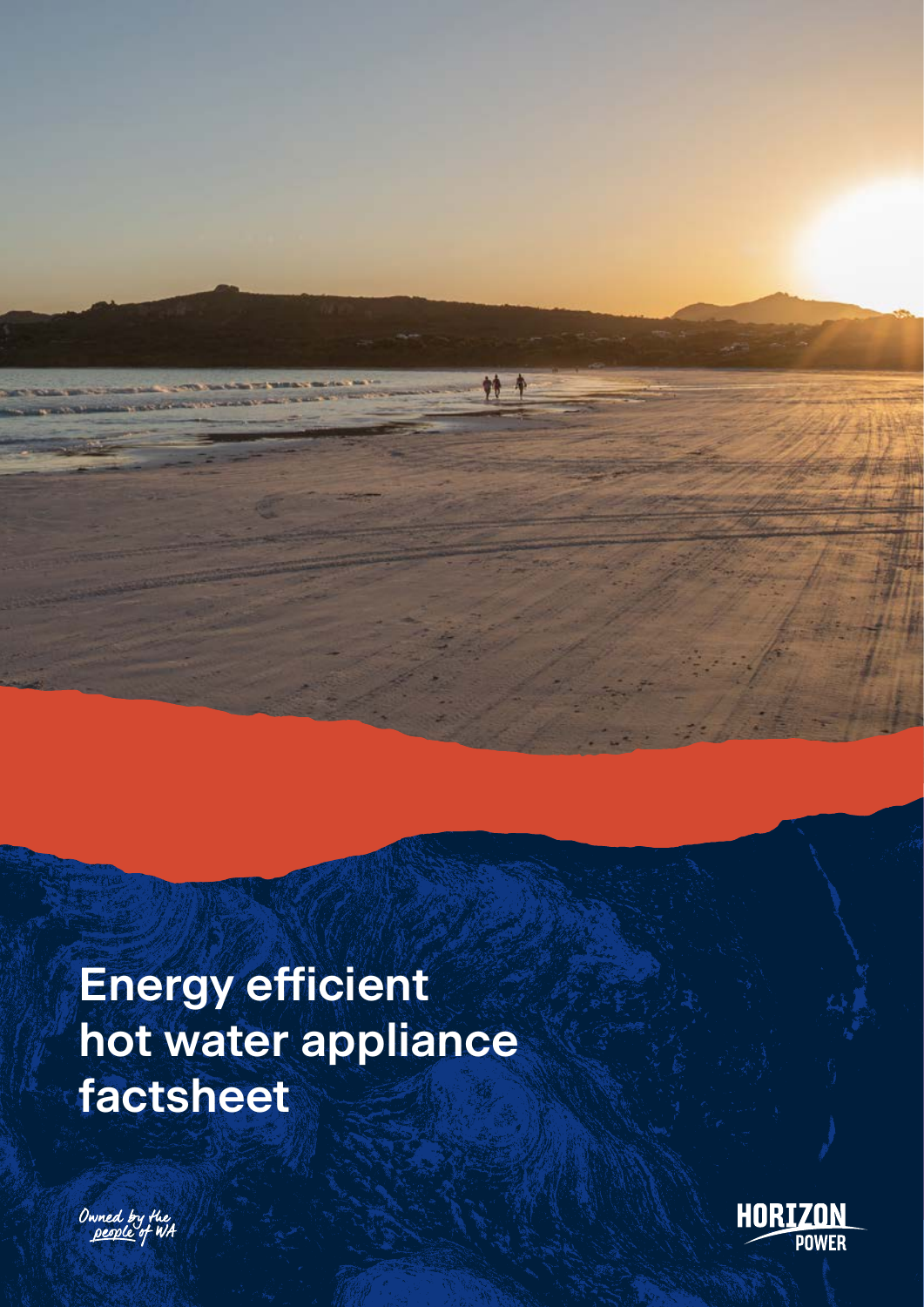# Energy efficient hot water appliance factsheet

*Owned by the people of WA*

HORIZON POWER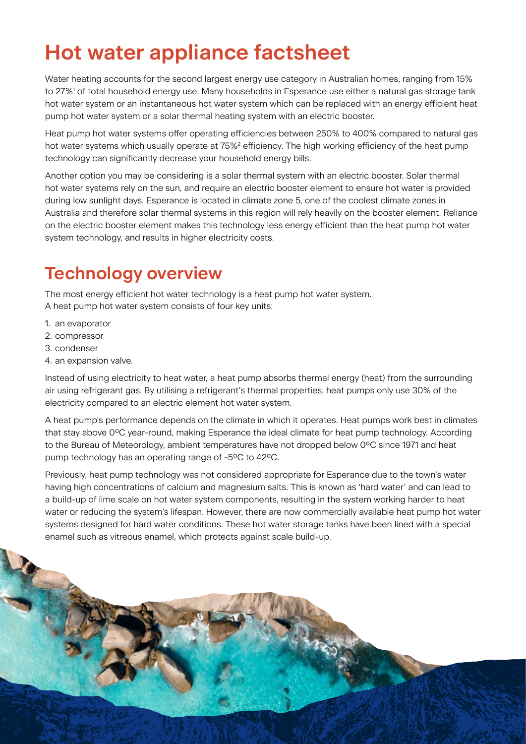# Hot water appliance factsheet

Water heating accounts for the second largest energy use category in Australian homes, ranging from 15% to 27%[1] of total household energy use. Many households in Esperance use either a natural gas storage tank hot water system or an instantaneous hot water system which can be replaced with an energy efficient heat pump hot water system or a solar thermal heating system with an electric booster.

Heat pump hot water systems offer operating efficiencies between 250% to 400% compared to natural gas hot water systems which usually operate at 75%[2] efficiency. The high working efficiency of the heat pump technology can significantly decrease your household energy bills.

Another option you may be considering is a solar thermal system with an electric booster. Solar thermal hot water systems rely on the sun, and require an electric booster element to ensure hot water is provided during low sunlight days. Esperance is located in climate zone 5, one of the coolest climate zones in Australia and therefore solar thermal systems in this region will rely heavily on the booster element. Reliance on the electric booster element makes this technology less energy efficient than the heat pump hot water system technology, and results in higher electricity costs.

## Technology overview

The most energy efficient hot water technology is a heat pump hot water system.
A heat pump hot water system consists of four key units:

1. an evaporator
2. compressor
3. condenser
4. an expansion valve.

Instead of using electricity to heat water, a heat pump absorbs thermal energy (heat) from the surrounding air using refrigerant gas. By utilising a refrigerant's thermal properties, heat pumps only use 30% of the electricity compared to an electric element hot water system.

A heat pump's performance depends on the climate in which it operates. Heat pumps work best in climates that stay above 0ºC year-round, making Esperance the ideal climate for heat pump technology. According to the Bureau of Meteorology, ambient temperatures have not dropped below 0ºC since 1971 and heat pump technology has an operating range of -5ºC to 42ºC.

Previously, heat pump technology was not considered appropriate for Esperance due to the town's water having high concentrations of calcium and magnesium salts. This is known as 'hard water' and can lead to a build-up of lime scale on hot water system components, resulting in the system working harder to heat water or reducing the system's lifespan. However, there are now commercially available heat pump hot water systems designed for hard water conditions. These hot water storage tanks have been lined with a special enamel such as vitreous enamel, which protects against scale build-up.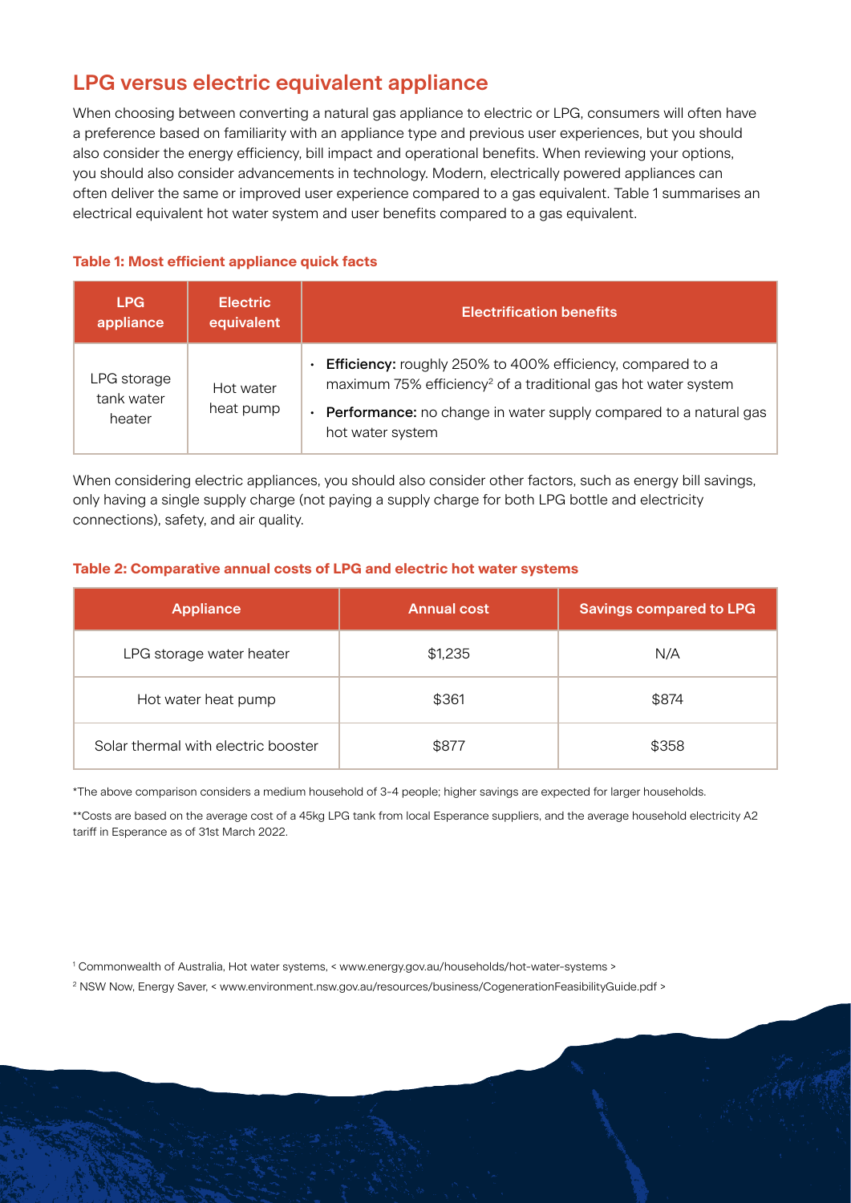## LPG versus electric equivalent appliance

When choosing between converting a natural gas appliance to electric or LPG, consumers will often have a preference based on familiarity with an appliance type and previous user experiences, but you should also consider the energy efficiency, bill impact and operational benefits. When reviewing your options, you should also consider advancements in technology. Modern, electrically powered appliances can often deliver the same or improved user experience compared to a gas equivalent. Table 1 summarises an electrical equivalent hot water system and user benefits compared to a gas equivalent.

**Table 1: Most efficient appliance quick facts**

| LPG appliance | Electric equivalent | Electrification benefits |
|---|---|---|
| LPG storage tank water heater | Hot water heat pump | • **Efficiency:** roughly 250% to 400% efficiency, compared to a maximum 75% efficiency[2] of a traditional gas hot water system<br>• **Performance:** no change in water supply compared to a natural gas hot water system |

When considering electric appliances, you should also consider other factors, such as energy bill savings, only having a single supply charge (not paying a supply charge for both LPG bottle and electricity connections), safety, and air quality.

**Table 2: Comparative annual costs of LPG and electric hot water systems**

| Appliance | Annual cost | Savings compared to LPG |
|---|---|---|
| LPG storage water heater | $1,235 | N/A |
| Hot water heat pump | $361 | $874 |
| Solar thermal with electric booster | $877 | $358 |

*The above comparison considers a medium household of 3-4 people; higher savings are expected for larger households.

**Costs are based on the average cost of a 45kg LPG tank from local Esperance suppliers, and the average household electricity A2 tariff in Esperance as of 31st March 2022.

[1] Commonwealth of Australia, Hot water systems, < www.energy.gov.au/households/hot-water-systems >

[2] NSW Now, Energy Saver, < www.environment.nsw.gov.au/resources/business/CogenerationFeasibilityGuide.pdf >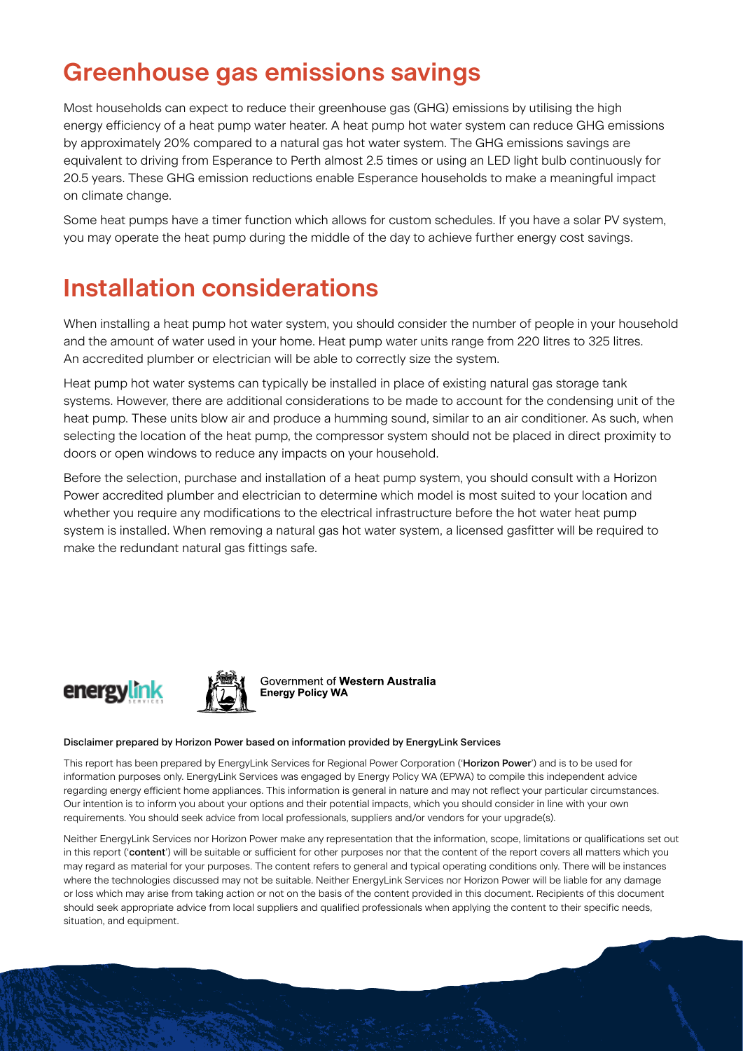## Greenhouse gas emissions savings

Most households can expect to reduce their greenhouse gas (GHG) emissions by utilising the high energy efficiency of a heat pump water heater. A heat pump hot water system can reduce GHG emissions by approximately 20% compared to a natural gas hot water system. The GHG emissions savings are equivalent to driving from Esperance to Perth almost 2.5 times or using an LED light bulb continuously for 20.5 years. These GHG emission reductions enable Esperance households to make a meaningful impact on climate change.

Some heat pumps have a timer function which allows for custom schedules. If you have a solar PV system, you may operate the heat pump during the middle of the day to achieve further energy cost savings.

## Installation considerations

When installing a heat pump hot water system, you should consider the number of people in your household and the amount of water used in your home. Heat pump water units range from 220 litres to 325 litres. An accredited plumber or electrician will be able to correctly size the system.

Heat pump hot water systems can typically be installed in place of existing natural gas storage tank systems. However, there are additional considerations to be made to account for the condensing unit of the heat pump. These units blow air and produce a humming sound, similar to an air conditioner. As such, when selecting the location of the heat pump, the compressor system should not be placed in direct proximity to doors or open windows to reduce any impacts on your household.

Before the selection, purchase and installation of a heat pump system, you should consult with a Horizon Power accredited plumber and electrician to determine which model is most suited to your location and whether you require any modifications to the electrical infrastructure before the hot water heat pump system is installed. When removing a natural gas hot water system, a licensed gasfitter will be required to make the redundant natural gas fittings safe.

energylink SERVICES

Government of **Western Australia**
**Energy Policy WA**

**Disclaimer prepared by Horizon Power based on information provided by EnergyLink Services**

This report has been prepared by EnergyLink Services for Regional Power Corporation ('**Horizon Power**') and is to be used for information purposes only. EnergyLink Services was engaged by Energy Policy WA (EPWA) to compile this independent advice regarding energy efficient home appliances. This information is general in nature and may not reflect your particular circumstances. Our intention is to inform you about your options and their potential impacts, which you should consider in line with your own requirements. You should seek advice from local professionals, suppliers and/or vendors for your upgrade(s).

Neither EnergyLink Services nor Horizon Power make any representation that the information, scope, limitations or qualifications set out in this report ('**content**') will be suitable or sufficient for other purposes nor that the content of the report covers all matters which you may regard as material for your purposes. The content refers to general and typical operating conditions only. There will be instances where the technologies discussed may not be suitable. Neither EnergyLink Services nor Horizon Power will be liable for any damage or loss which may arise from taking action or not on the basis of the content provided in this document. Recipients of this document should seek appropriate advice from local suppliers and qualified professionals when applying the content to their specific needs, situation, and equipment.